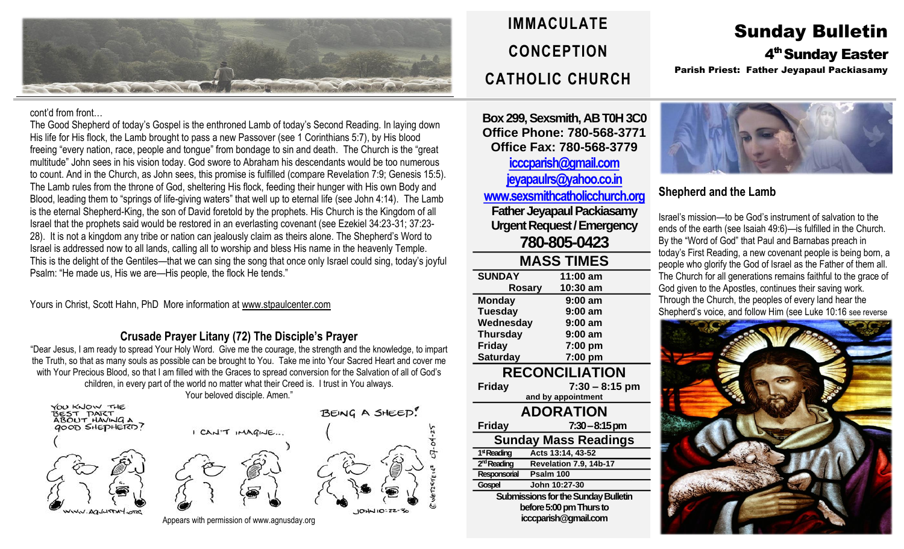# IMMACULATE CONCEPTION CATHOLIC CHURCH

# Sunday Bulletin

## 4th Sunday Easter

**Parish Priest: Father Jeyapaul Packiasamy**

cont'd from front…

The Good Shepherd of today's Gospel is the enthroned Lamb of today's Second Reading. In laying down His life for His flock, the Lamb brought to pass a new Passover (see 1 Corinthians 5:7), by His blood freeing "every nation, race, people and tongue" from bondage to sin and death. The Church is the "great multitude" John sees in his vision today. God swore to Abraham his descendants would be too numerous to count. And in the Church, as John sees, this promise is fulfilled (compare Revelation 7:9; Genesis 15:5). The Lamb rules from the throne of God, sheltering His flock, feeding their hunger with His own Body and Blood, leading them to "springs of life-giving waters" that well up to eternal life (see John 4:14). The Lamb is the eternal Shepherd-King, the son of David foretold by the prophets. His Church is the Kingdom of all Israel that the prophets said would be restored in an everlasting covenant (see Ezekiel 34:23-31; 37:23-28). It is not a kingdom any tribe or nation can jealously claim as theirs alone. The Shepherd's Word to Israel is addressed now to all lands, calling all to worship and bless His name in the heavenly Temple. This is the delight of the Gentiles—that we can sing the song that once only Israel could sing, today's joyful Psalm: "He made us, His we are—His people, the flock He tends."

Yours in Christ, Scott Hahn, PhD More information at www.stpaulcenter.com

### Crusade Prayer Litany (72) The Disciple's Prayer

"Dear Jesus, I am ready to spread Your Holy Word. Give me the courage, the strength and the knowledge, to impart the Truth, so that as many souls as possible can be brought to You. Take me into Your Sacred Heart and cover me with Your Precious Blood, so that I am filled with the Graces to spread conversion for the Salvation of all of God's children, in every part of the world no matter what their Creed is. I trust in You always.
Your beloved disciple. Amen."

Appears with permission of www.agnusday.org

**Box 299, Sexsmith, AB T0H 3C0**
**Office Phone: 780-568-3771**
**Office Fax: 780-568-3779**
icccparish@gmail.com
jeyapaulrs@yahoo.co.in
www.sexsmithcatholicchurch.org
**Father Jeyapaul Packiasamy**
**Urgent Request / Emergency**
**780-805-0423**

### MASS TIMES

| | |
|---|---|
| SUNDAY | 11:00 am |
| Rosary | 10:30 am |
| Monday | 9:00 am |
| Tuesday | 9:00 am |
| Wednesday | 9:00 am |
| Thursday | 9:00 am |
| Friday | 7:00 pm |
| Saturday | 7:00 pm |

### RECONCILIATION

**Friday** 7:30 – 8:15 pm
and by appointment

### ADORATION

**Friday** 7:30 – 8:15 pm

### Sunday Mass Readings

| | |
|---|---|
| 1st Reading | Acts 13:14, 43-52 |
| 2nd Reading | Revelation 7.9, 14b-17 |
| Responsorial | Psalm 100 |
| Gospel | John 10:27-30 |

**Submissions for the Sunday Bulletin before 5:00 pm Thurs to icccparish@gmail.com**

### Shepherd and the Lamb

Israel's mission—to be God's instrument of salvation to the ends of the earth (see Isaiah 49:6)—is fulfilled in the Church. By the "Word of God" that Paul and Barnabas preach in today's First Reading, a new covenant people is being born, a people who glorify the God of Israel as the Father of them all. The Church for all generations remains faithful to the grace of God given to the Apostles, continues their saving work. Through the Church, the peoples of every land hear the Shepherd's voice, and follow Him (see Luke 10:16 see reverse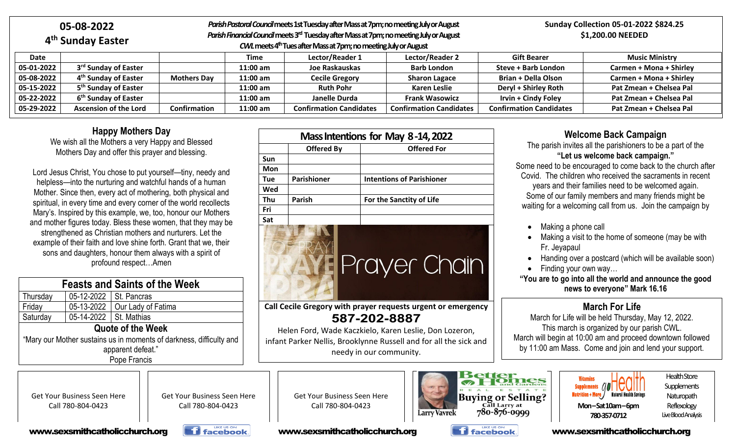**05-08-2022**
**4th Sunday Easter**

*Parish Pastoral Council* meets 1st Tuesday after Mass at 7pm; no meeting July or August
*Parish Financial Council* meets 3rd Tuesday after Mass at 7pm; no meeting July or August
*CWL* meets 4th Tues after Mass at 7pm; no meeting July or August

**Sunday Collection 05-01-2022 $824.25**
**$1,200.00 NEEDED**

| Date | | | Time | Lector/Reader 1 | Lector/Reader 2 | Gift Bearer | Music Ministry |
|---|---|---|---|---|---|---|---|
| 05-01-2022 | 3rd Sunday of Easter | | 11:00 am | Joe Raskauskas | Barb London | Steve + Barb London | Carmen + Mona + Shirley |
| 05-08-2022 | 4th Sunday of Easter | Mothers Day | 11:00 am | Cecile Gregory | Sharon Lagace | Brian + Della Olson | Carmen + Mona + Shirley |
| 05-15-2022 | 5th Sunday of Easter | | 11:00 am | Ruth Pohr | Karen Leslie | Deryl + Shirley Roth | Pat Zmean + Chelsea Pal |
| 05-22-2022 | 6th Sunday of Easter | | 11:00 am | Janelle Durda | Frank Wasowicz | Irvin + Cindy Foley | Pat Zmean + Chelsea Pal |
| 05-29-2022 | Ascension of the Lord | Confirmation | 11:00 am | Confirmation Candidates | Confirmation Candidates | Confirmation Candidates | Pat Zmean + Chelsea Pal |

## Happy Mothers Day

We wish all the Mothers a very Happy and Blessed Mothers Day and offer this prayer and blessing.

Lord Jesus Christ, You chose to put yourself—tiny, needy and helpless—into the nurturing and watchful hands of a human Mother. Since then, every act of mothering, both physical and spiritual, in every time and every corner of the world recollects Mary's. Inspired by this example, we, too, honour our Mothers and mother figures today. Bless these women, that they may be strengthened as Christian mothers and nurturers. Let the example of their faith and love shine forth. Grant that we, their sons and daughters, honour them always with a spirit of profound respect…Amen

## Feasts and Saints of the Week

| | | |
|---|---|---|
| Thursday | 05-12-2022 | St. Pancras |
| Friday | 05-13-2022 | Our Lady of Fatima |
| Saturday | 05-14-2022 | St. Mathias |

## Quote of the Week

"Mary our Mother sustains us in moments of darkness, difficulty and apparent defeat."
Pope Francis

## Mass Intentions for May 8-14, 2022

| | Offered By | Offered For |
|---|---|---|
| Sun | | |
| Mon | | |
| Tue | Parishioner | Intentions of Parishioner |
| Wed | | |
| Thu | Parish | For the Sanctity of Life |
| Fri | | |
| Sat | | |

## Prayer Chain

**Call Cecile Gregory with prayer requests urgent or emergency**
**587-202-8887**

Helen Ford, Wade Kaczkielo, Karen Leslie, Don Lozeron, infant Parker Nellis, Brooklynne Russell and for all the sick and needy in our community.

## Welcome Back Campaign

The parish invites all the parishioners to be a part of the **"Let us welcome back campaign."**
Some need to be encouraged to come back to the church after Covid. The children who received the sacraments in recent years and their families need to be welcomed again. Some of our family members and many friends might be waiting for a welcoming call from us. Join the campaign by

- Making a phone call
- Making a visit to the home of someone (may be with Fr. Jeyapaul
- Handing over a postcard (which will be available soon)
- Finding your own way…

**"You are to go into all the world and announce the good news to everyone" Mark 16.16**

## March For Life

March for Life will be held Thursday, May 12, 2022. This march is organized by our parish CWL. March will begin at 10:00 am and proceed downtown followed by 11:00 am Mass. Come and join and lend your support.

Get Your Business Seen Here
Call 780-804-0423

Get Your Business Seen Here
Call 780-804-0423

Get Your Business Seen Here
Call 780-804-0423

Better Homes and Gardens Real Estate
Buying or Selling?
Call Larry at 780-876-0999
Larry Vavrek

Vitamins, Supplements, Nutrition + More — Health — Natural Health Savings
Mon – Sat 10am – 6pm
780-357-0712
Health Store, Supplements, Naturopath, Reflexology, Live Blood Analysis

www.sexsmithcatholicchurch.org — Like us on facebook — www.sexsmithcatholicchurch.org — Like us on facebook — www.sexsmithcatholicchurch.org